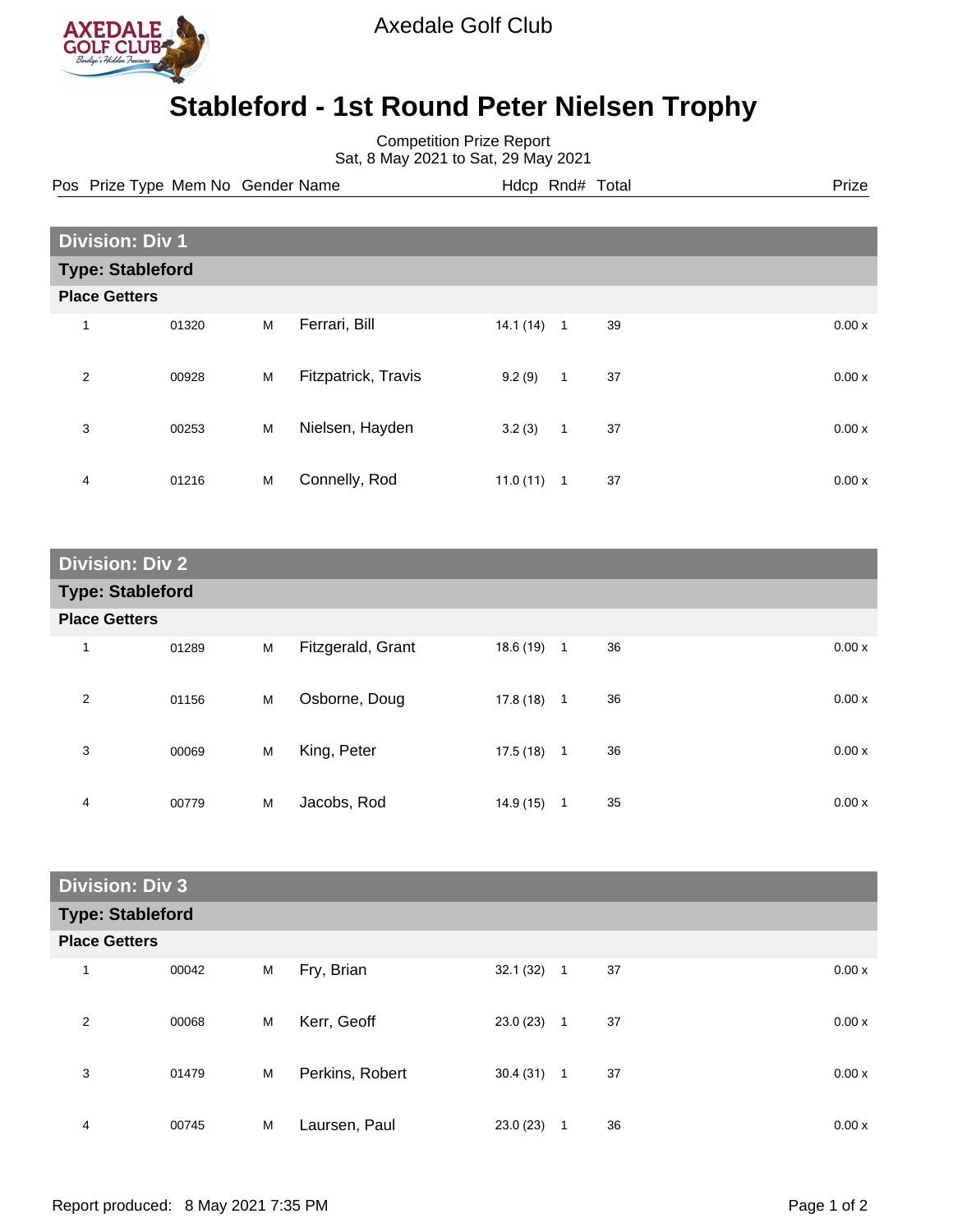Axedale Golf Club

# Stableford - 1st Round Peter Nielsen Trophy

Competition Prize Report
Sat, 8 May 2021 to Sat, 29 May 2021

## Division: Div 1

### Type: Stableford

**Place Getters**

| Pos | Prize Type | Mem No | Gender | Name | Hdcp | Rnd# | Total | Prize |
|---|---|---|---|---|---|---|---|---|
| 1 | | 01320 | M | Ferrari, Bill | 14.1 (14) | 1 | 39 | 0.00 x |
| 2 | | 00928 | M | Fitzpatrick, Travis | 9.2 (9) | 1 | 37 | 0.00 x |
| 3 | | 00253 | M | Nielsen, Hayden | 3.2 (3) | 1 | 37 | 0.00 x |
| 4 | | 01216 | M | Connelly, Rod | 11.0 (11) | 1 | 37 | 0.00 x |

## Division: Div 2

### Type: Stableford

**Place Getters**

| Pos | Prize Type | Mem No | Gender | Name | Hdcp | Rnd# | Total | Prize |
|---|---|---|---|---|---|---|---|---|
| 1 | | 01289 | M | Fitzgerald, Grant | 18.6 (19) | 1 | 36 | 0.00 x |
| 2 | | 01156 | M | Osborne, Doug | 17.8 (18) | 1 | 36 | 0.00 x |
| 3 | | 00069 | M | King, Peter | 17.5 (18) | 1 | 36 | 0.00 x |
| 4 | | 00779 | M | Jacobs, Rod | 14.9 (15) | 1 | 35 | 0.00 x |

## Division: Div 3

### Type: Stableford

**Place Getters**

| Pos | Prize Type | Mem No | Gender | Name | Hdcp | Rnd# | Total | Prize |
|---|---|---|---|---|---|---|---|---|
| 1 | | 00042 | M | Fry, Brian | 32.1 (32) | 1 | 37 | 0.00 x |
| 2 | | 00068 | M | Kerr, Geoff | 23.0 (23) | 1 | 37 | 0.00 x |
| 3 | | 01479 | M | Perkins, Robert | 30.4 (31) | 1 | 37 | 0.00 x |
| 4 | | 00745 | M | Laursen, Paul | 23.0 (23) | 1 | 36 | 0.00 x |

Report produced: 8 May 2021 7:35 PM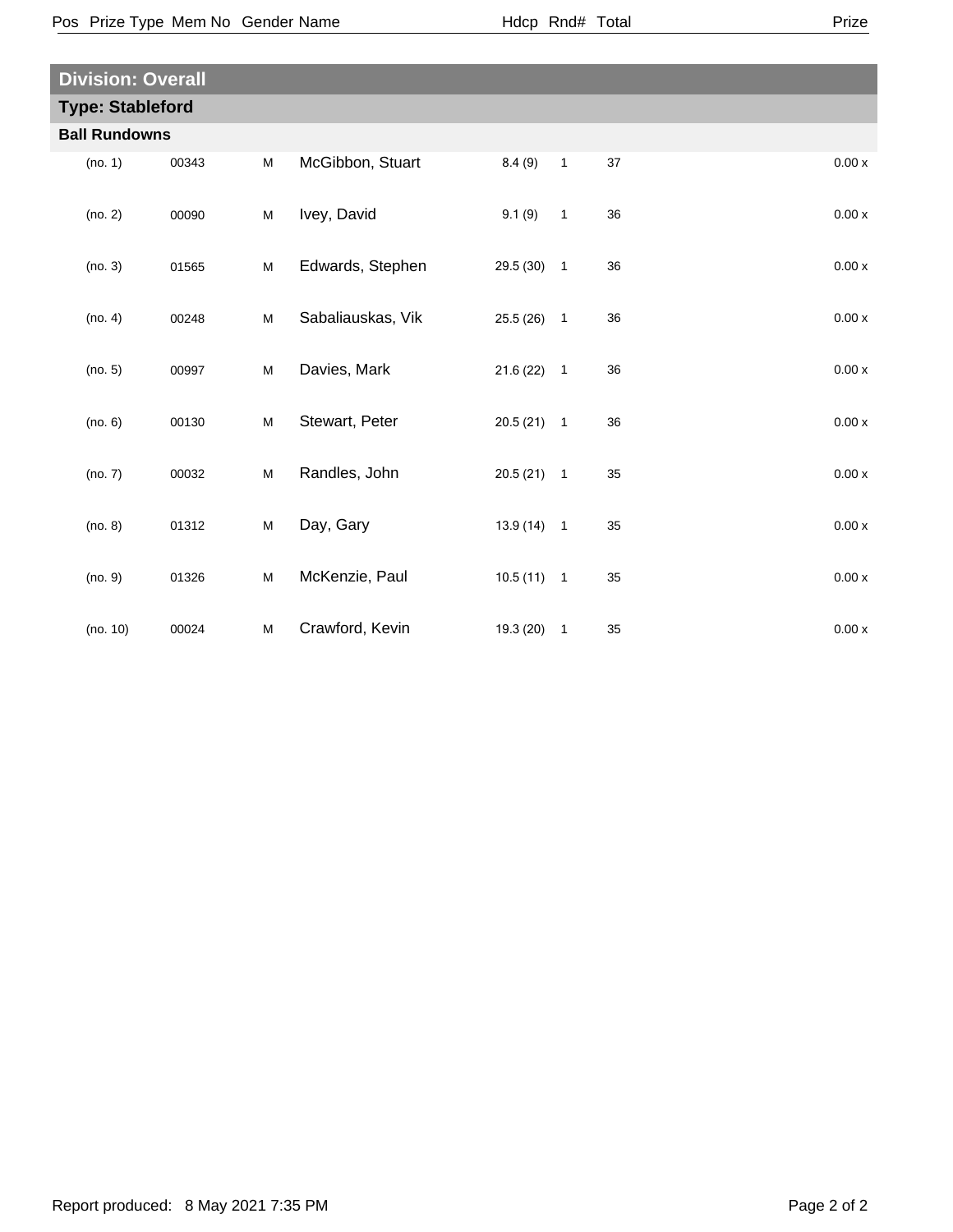## Division: Overall

### Type: Stableford

**Ball Rundowns**

| Pos | Prize Type | Mem No | Gender | Name | Hdcp | Rnd# | Total | Prize |
|---|---|---|---|---|---|---|---|---|
| | (no. 1) | 00343 | M | McGibbon, Stuart | 8.4 (9) | 1 | 37 | 0.00 x |
| | (no. 2) | 00090 | M | Ivey, David | 9.1 (9) | 1 | 36 | 0.00 x |
| | (no. 3) | 01565 | M | Edwards, Stephen | 29.5 (30) | 1 | 36 | 0.00 x |
| | (no. 4) | 00248 | M | Sabaliauskas, Vik | 25.5 (26) | 1 | 36 | 0.00 x |
| | (no. 5) | 00997 | M | Davies, Mark | 21.6 (22) | 1 | 36 | 0.00 x |
| | (no. 6) | 00130 | M | Stewart, Peter | 20.5 (21) | 1 | 36 | 0.00 x |
| | (no. 7) | 00032 | M | Randles, John | 20.5 (21) | 1 | 35 | 0.00 x |
| | (no. 8) | 01312 | M | Day, Gary | 13.9 (14) | 1 | 35 | 0.00 x |
| | (no. 9) | 01326 | M | McKenzie, Paul | 10.5 (11) | 1 | 35 | 0.00 x |
| | (no. 10) | 00024 | M | Crawford, Kevin | 19.3 (20) | 1 | 35 | 0.00 x |

Report produced: 8 May 2021 7:35 PM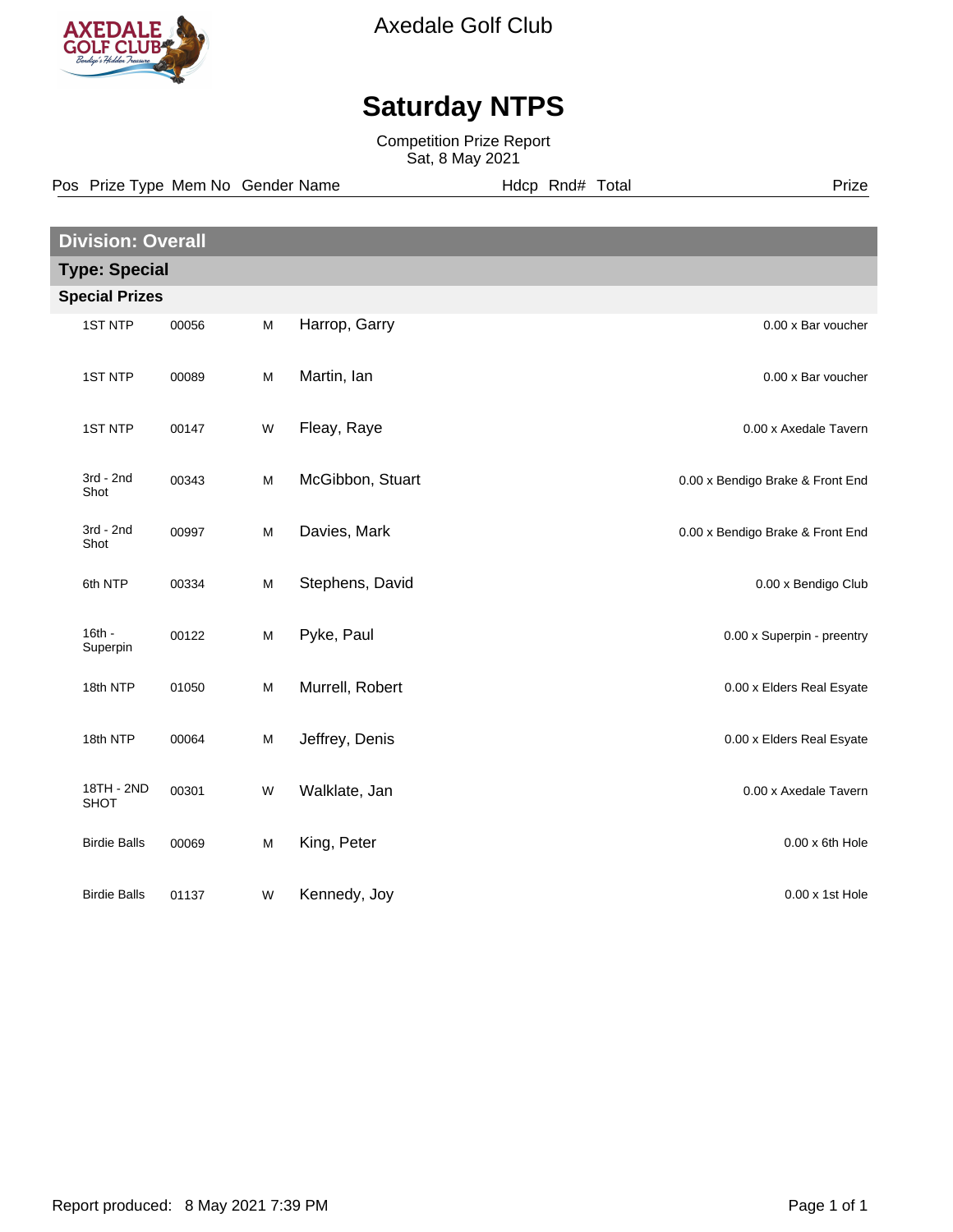Axedale Golf Club

# Saturday NTPS

Competition Prize Report
Sat, 8 May 2021

## Division: Overall

### Type: Special

#### Special Prizes

| Pos | Prize Type | Mem No | Gender | Name | Hdcp | Rnd# | Total | Prize |
|---|---|---|---|---|---|---|---|---|
| | 1ST NTP | 00056 | M | Harrop, Garry | | | | 0.00 x Bar voucher |
| | 1ST NTP | 00089 | M | Martin, Ian | | | | 0.00 x Bar voucher |
| | 1ST NTP | 00147 | W | Fleay, Raye | | | | 0.00 x Axedale Tavern |
| | 3rd - 2nd Shot | 00343 | M | McGibbon, Stuart | | | | 0.00 x Bendigo Brake & Front End |
| | 3rd - 2nd Shot | 00997 | M | Davies, Mark | | | | 0.00 x Bendigo Brake & Front End |
| | 6th NTP | 00334 | M | Stephens, David | | | | 0.00 x Bendigo Club |
| | 16th - Superpin | 00122 | M | Pyke, Paul | | | | 0.00 x Superpin - preentry |
| | 18th NTP | 01050 | M | Murrell, Robert | | | | 0.00 x Elders Real Esyate |
| | 18th NTP | 00064 | M | Jeffrey, Denis | | | | 0.00 x Elders Real Esyate |
| | 18TH - 2ND SHOT | 00301 | W | Walklate, Jan | | | | 0.00 x Axedale Tavern |
| | Birdie Balls | 00069 | M | King, Peter | | | | 0.00 x 6th Hole |
| | Birdie Balls | 01137 | W | Kennedy, Joy | | | | 0.00 x 1st Hole |

Report produced: 8 May 2021 7:39 PM